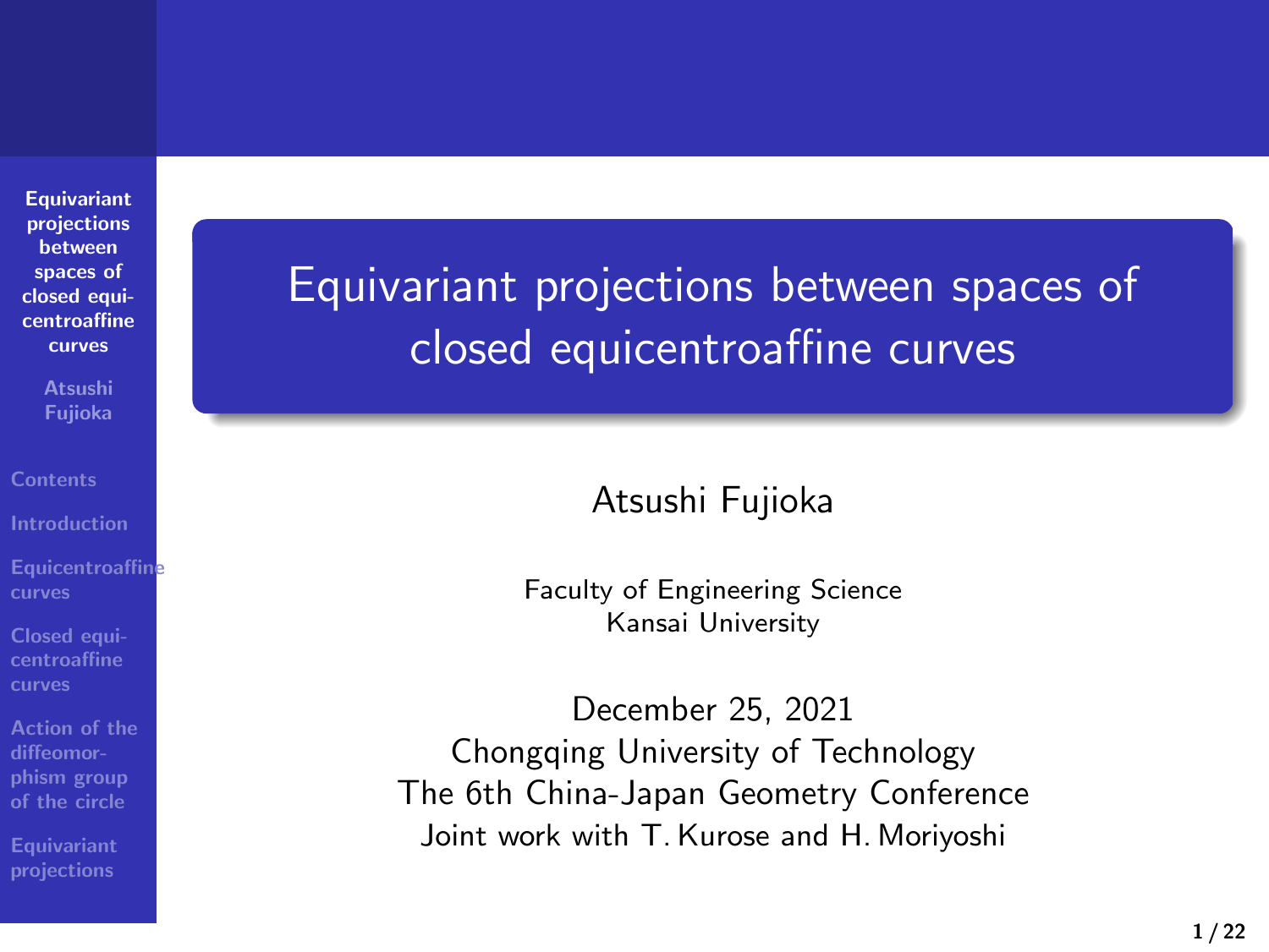# Equivariant projections between spaces of closed equicentroaffine curves

Atsushi Fujioka

Faculty of Engineering Science
Kansai University

December 25, 2021
Chongqing University of Technology
The 6th China-Japan Geometry Conference
Joint work with T. Kurose and H. Moriyoshi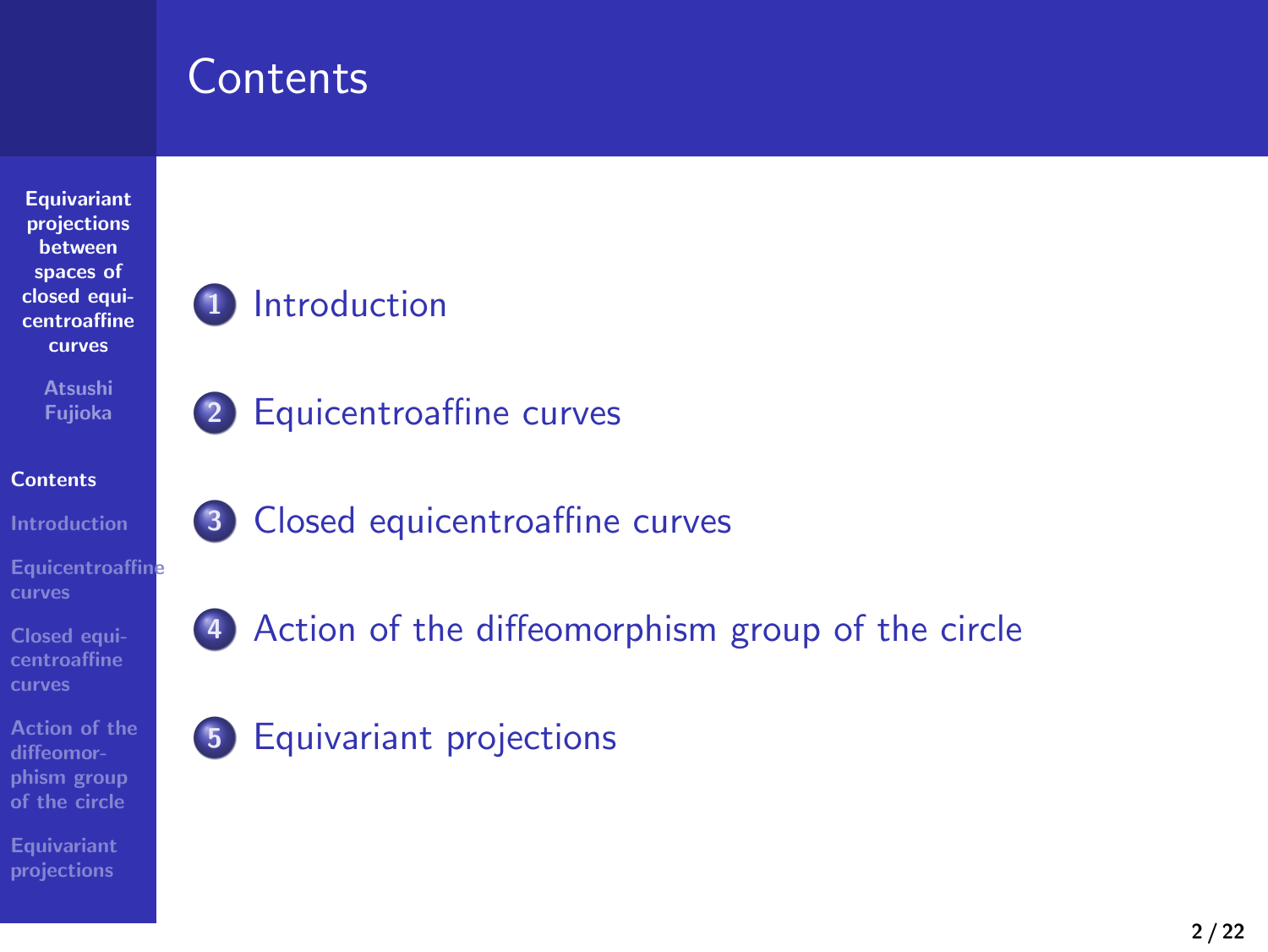# Contents

1. Introduction
2. Equicentroaffine curves
3. Closed equicentroaffine curves
4. Action of the diffeomorphism group of the circle
5. Equivariant projections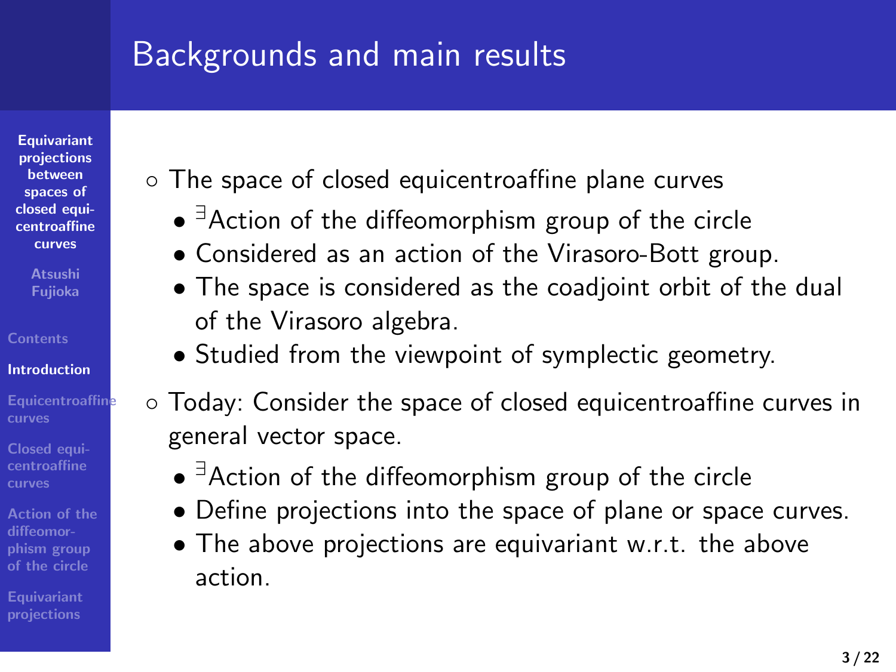# Backgrounds and main results

- The space of closed equicentroaffine plane curves
  - $^{\exists}$Action of the diffeomorphism group of the circle
  - Considered as an action of the Virasoro-Bott group.
  - The space is considered as the coadjoint orbit of the dual of the Virasoro algebra.
  - Studied from the viewpoint of symplectic geometry.
- Today: Consider the space of closed equicentroaffine curves in general vector space.
  - $^{\exists}$Action of the diffeomorphism group of the circle
  - Define projections into the space of plane or space curves.
  - The above projections are equivariant w.r.t. the above action.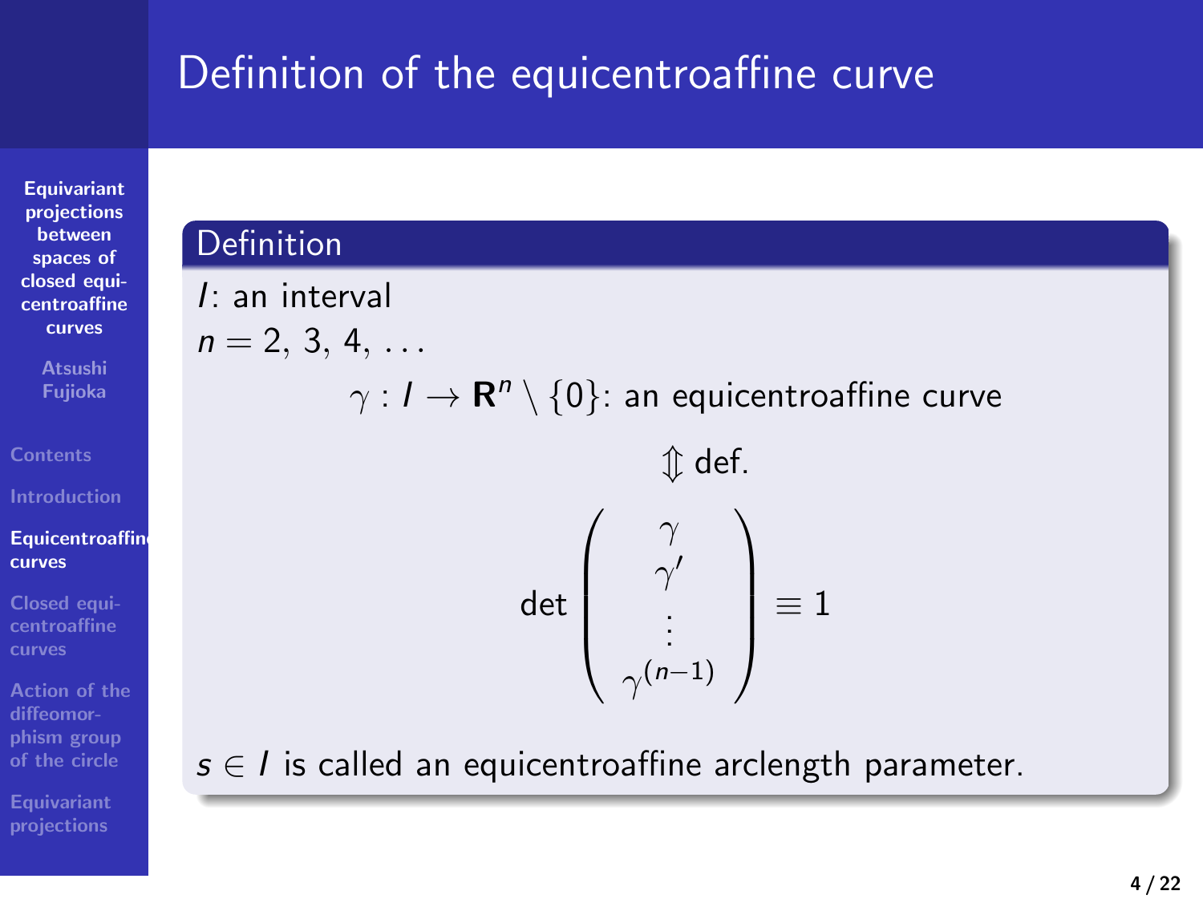# Definition of the equicentroaffine curve

### Definition

$I$: an interval

$n = 2, 3, 4, \ldots$

$$\gamma : I \to \mathbf{R}^n \setminus \{0\}\text{: an equicentroaffine curve}$$

$$\Updownarrow \text{def.}$$

$$\det \begin{pmatrix} \gamma \\ \gamma' \\ \vdots \\ \gamma^{(n-1)} \end{pmatrix} \equiv 1$$

$s \in I$ is called an equicentroaffine arclength parameter.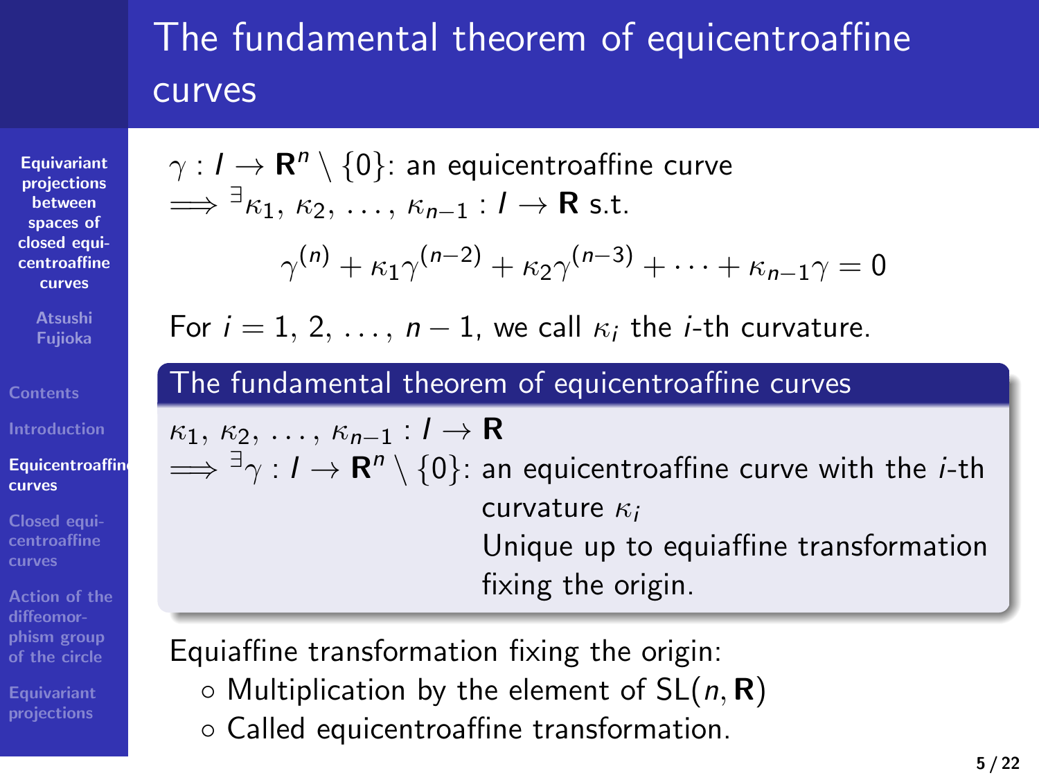# The fundamental theorem of equicentroaffine curves

$\gamma : I \to \mathbf{R}^n \setminus \{0\}$: an equicentroaffine curve
$\Longrightarrow {}^{\exists}\kappa_1, \kappa_2, \ldots, \kappa_{n-1} : I \to \mathbf{R}$ s.t.

$$\gamma^{(n)} + \kappa_1 \gamma^{(n-2)} + \kappa_2 \gamma^{(n-3)} + \cdots + \kappa_{n-1}\gamma = 0$$

For $i = 1, 2, \ldots, n-1$, we call $\kappa_i$ the $i$-th curvature.

**The fundamental theorem of equicentroaffine curves**

$\kappa_1, \kappa_2, \ldots, \kappa_{n-1} : I \to \mathbf{R}$
$\Longrightarrow {}^{\exists}\gamma : I \to \mathbf{R}^n \setminus \{0\}$: an equicentroaffine curve with the $i$-th curvature $\kappa_i$
Unique up to equiaffine transformation fixing the origin.

Equiaffine transformation fixing the origin:

- Multiplication by the element of $\mathrm{SL}(n, \mathbf{R})$
- Called equicentroaffine transformation.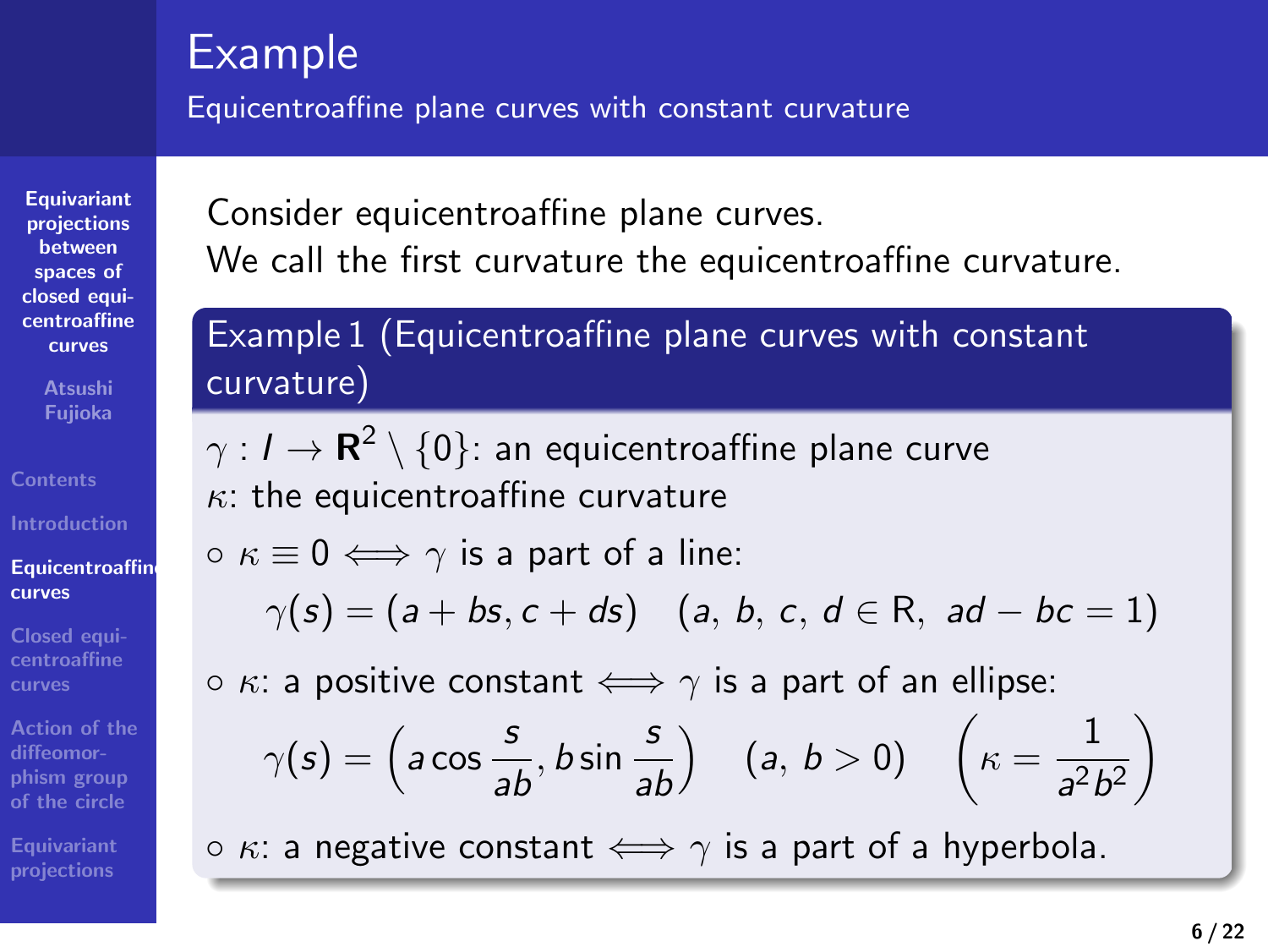# Example

## Equicentroaffine plane curves with constant curvature

Consider equicentroaffine plane curves.
We call the first curvature the equicentroaffine curvature.

**Example 1 (Equicentroaffine plane curves with constant curvature)**

$\gamma : I \to \mathbf{R}^2 \setminus \{0\}$: an equicentroaffine plane curve
$\kappa$: the equicentroaffine curvature

- $\kappa \equiv 0 \iff \gamma$ is a part of a line:

$$\gamma(s) = (a + bs, c + ds) \quad (a,\ b,\ c,\ d \in \mathrm{R},\ ad - bc = 1)$$

- $\kappa$: a positive constant $\iff \gamma$ is a part of an ellipse:

$$\gamma(s) = \left(a \cos \frac{s}{ab}, b \sin \frac{s}{ab}\right) \quad (a,\ b > 0) \quad \left(\kappa = \frac{1}{a^2 b^2}\right)$$

- $\kappa$: a negative constant $\iff \gamma$ is a part of a hyperbola.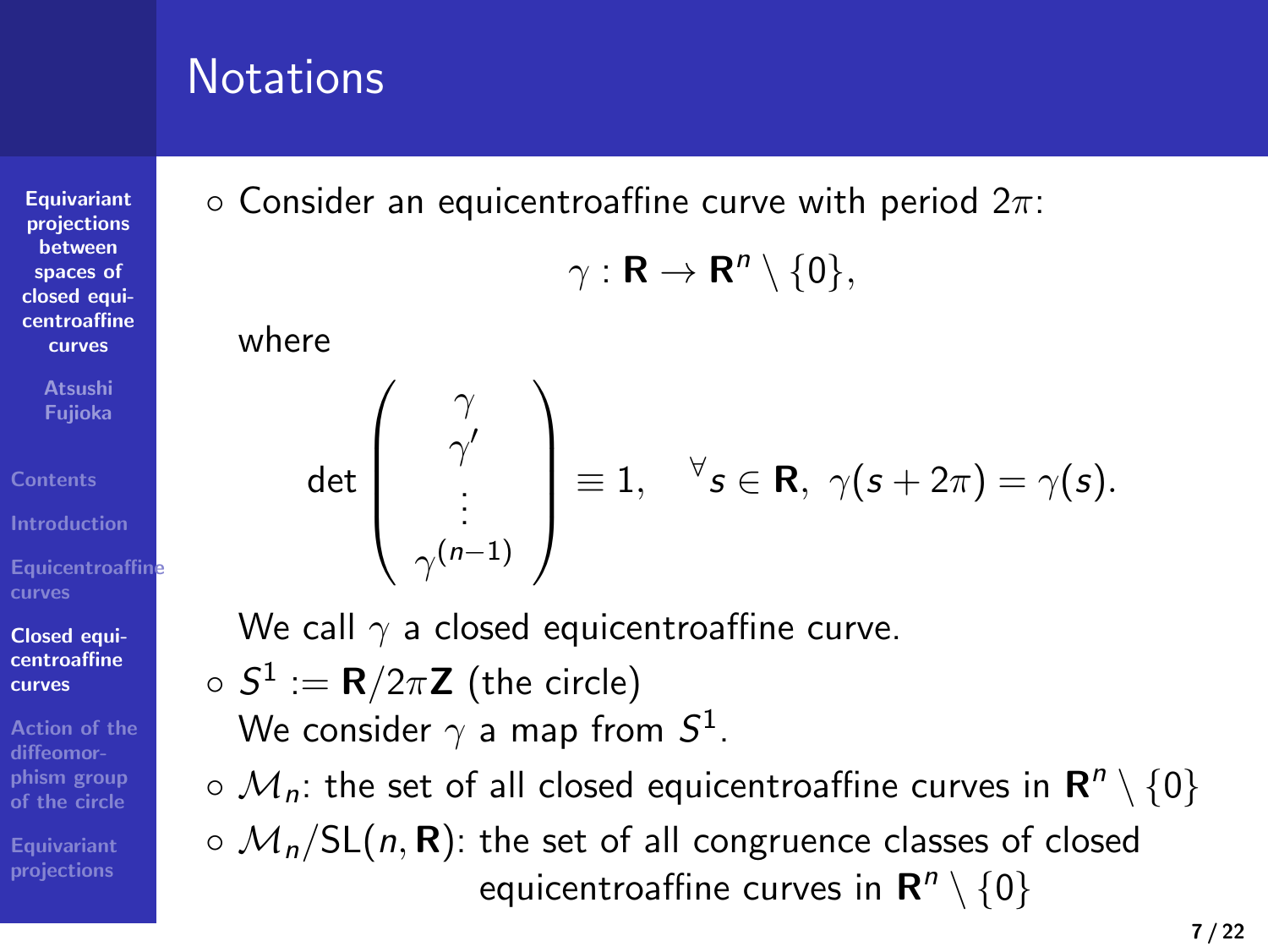# Notations

- Consider an equicentroaffine curve with period $2\pi$:

$$\gamma : \mathbf{R} \to \mathbf{R}^n \setminus \{0\},$$

  where

$$\det \begin{pmatrix} \gamma \\ \gamma' \\ \vdots \\ \gamma^{(n-1)} \end{pmatrix} \equiv 1, \quad {}^{\forall} s \in \mathbf{R},\ \gamma(s + 2\pi) = \gamma(s).$$

  We call $\gamma$ a closed equicentroaffine curve.

- $S^1 := \mathbf{R}/2\pi\mathbf{Z}$ (the circle)
  We consider $\gamma$ a map from $S^1$.
- $\mathcal{M}_n$: the set of all closed equicentroaffine curves in $\mathbf{R}^n \setminus \{0\}$
- $\mathcal{M}_n/\mathrm{SL}(n, \mathbf{R})$: the set of all congruence classes of closed equicentroaffine curves in $\mathbf{R}^n \setminus \{0\}$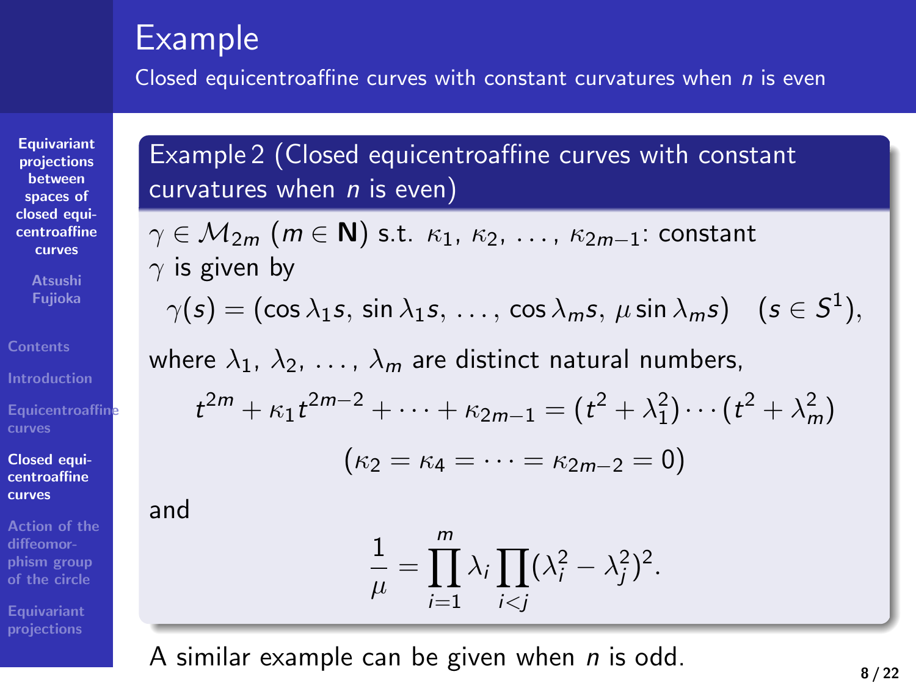# Example

Closed equicentroaffine curves with constant curvatures when $n$ is even

**Example 2 (Closed equicentroaffine curves with constant curvatures when $n$ is even)**

$\gamma \in \mathcal{M}_{2m}$ ($m \in \mathbf{N}$) s.t. $\kappa_1, \kappa_2, \ldots, \kappa_{2m-1}$: constant

$\gamma$ is given by

$$\gamma(s) = (\cos \lambda_1 s, \sin \lambda_1 s, \ldots, \cos \lambda_m s, \mu \sin \lambda_m s) \quad (s \in S^1),$$

where $\lambda_1, \lambda_2, \ldots, \lambda_m$ are distinct natural numbers,

$$t^{2m} + \kappa_1 t^{2m-2} + \cdots + \kappa_{2m-1} = (t^2 + \lambda_1^2) \cdots (t^2 + \lambda_m^2)$$

$$(\kappa_2 = \kappa_4 = \cdots = \kappa_{2m-2} = 0)$$

and

$$\frac{1}{\mu} = \prod_{i=1}^{m} \lambda_i \prod_{i<j} (\lambda_i^2 - \lambda_j^2)^2.$$

A similar example can be given when $n$ is odd.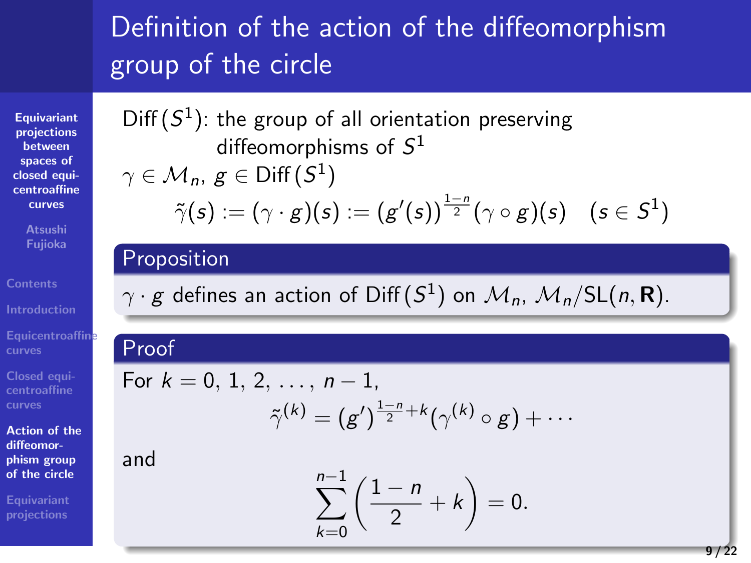# Definition of the action of the diffeomorphism group of the circle

$\mathrm{Diff}\,(S^1)$: the group of all orientation preserving diffeomorphisms of $S^1$

$\gamma \in \mathcal{M}_n$, $g \in \mathrm{Diff}\,(S^1)$

$$\tilde{\gamma}(s) := (\gamma \cdot g)(s) := (g'(s))^{\frac{1-n}{2}}(\gamma \circ g)(s) \quad (s \in S^1)$$

### Proposition

$\gamma \cdot g$ defines an action of $\mathrm{Diff}\,(S^1)$ on $\mathcal{M}_n$, $\mathcal{M}_n/\mathrm{SL}(n, \mathbf{R})$.

### Proof

For $k = 0, 1, 2, \ldots, n-1$,

$$\tilde{\gamma}^{(k)} = (g')^{\frac{1-n}{2}+k}(\gamma^{(k)} \circ g) + \cdots$$

and

$$\sum_{k=0}^{n-1}\left(\frac{1-n}{2} + k\right) = 0.$$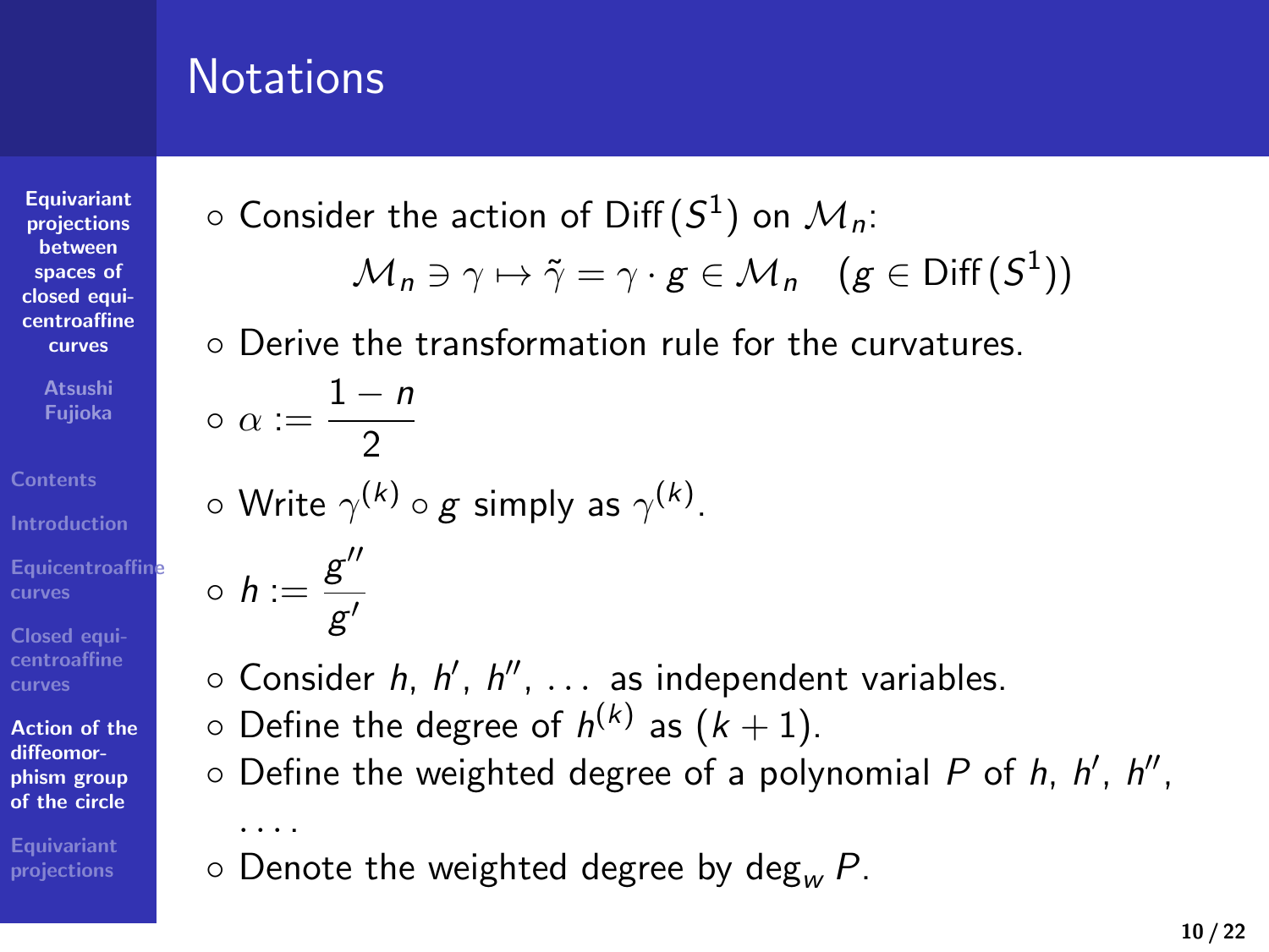# Notations

- Consider the action of $\mathrm{Diff}(S^1)$ on $\mathcal{M}_n$:

$$\mathcal{M}_n \ni \gamma \mapsto \tilde{\gamma} = \gamma \cdot g \in \mathcal{M}_n \quad (g \in \mathrm{Diff}(S^1))$$

- Derive the transformation rule for the curvatures.
- $\alpha := \dfrac{1-n}{2}$
- Write $\gamma^{(k)} \circ g$ simply as $\gamma^{(k)}$.
- $h := \dfrac{g''}{g'}$
- Consider $h$, $h'$, $h''$, $\ldots$ as independent variables.
- Define the degree of $h^{(k)}$ as $(k+1)$.
- Define the weighted degree of a polynomial $P$ of $h$, $h'$, $h''$, $\ldots$.
- Denote the weighted degree by $\deg_w P$.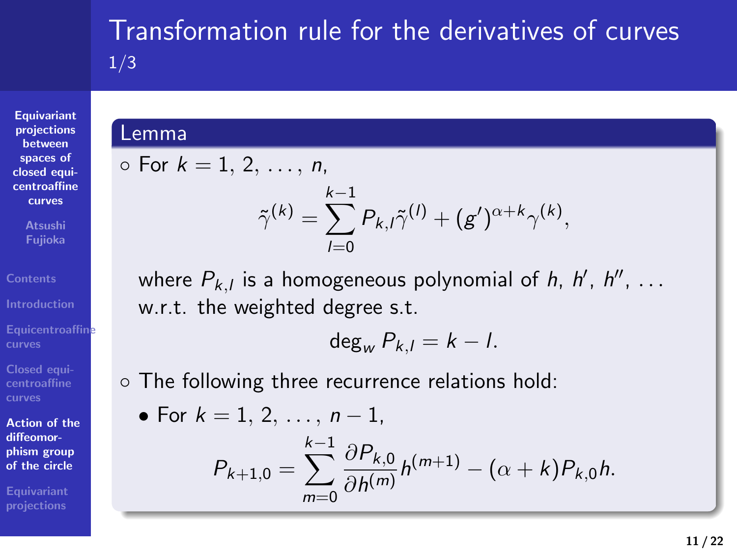# Transformation rule for the derivatives of curves

1/3

**Lemma**

- For $k = 1, 2, \ldots, n$,

$$\tilde{\gamma}^{(k)} = \sum_{l=0}^{k-1} P_{k,l} \tilde{\gamma}^{(l)} + (g')^{\alpha+k} \gamma^{(k)},$$

  where $P_{k,l}$ is a homogeneous polynomial of $h$, $h'$, $h''$, ... w.r.t. the weighted degree s.t.

$$\deg_w P_{k,l} = k - l.$$

- The following three recurrence relations hold:
  - For $k = 1, 2, \ldots, n-1$,

$$P_{k+1,0} = \sum_{m=0}^{k-1} \frac{\partial P_{k,0}}{\partial h^{(m)}} h^{(m+1)} - (\alpha + k) P_{k,0} h.$$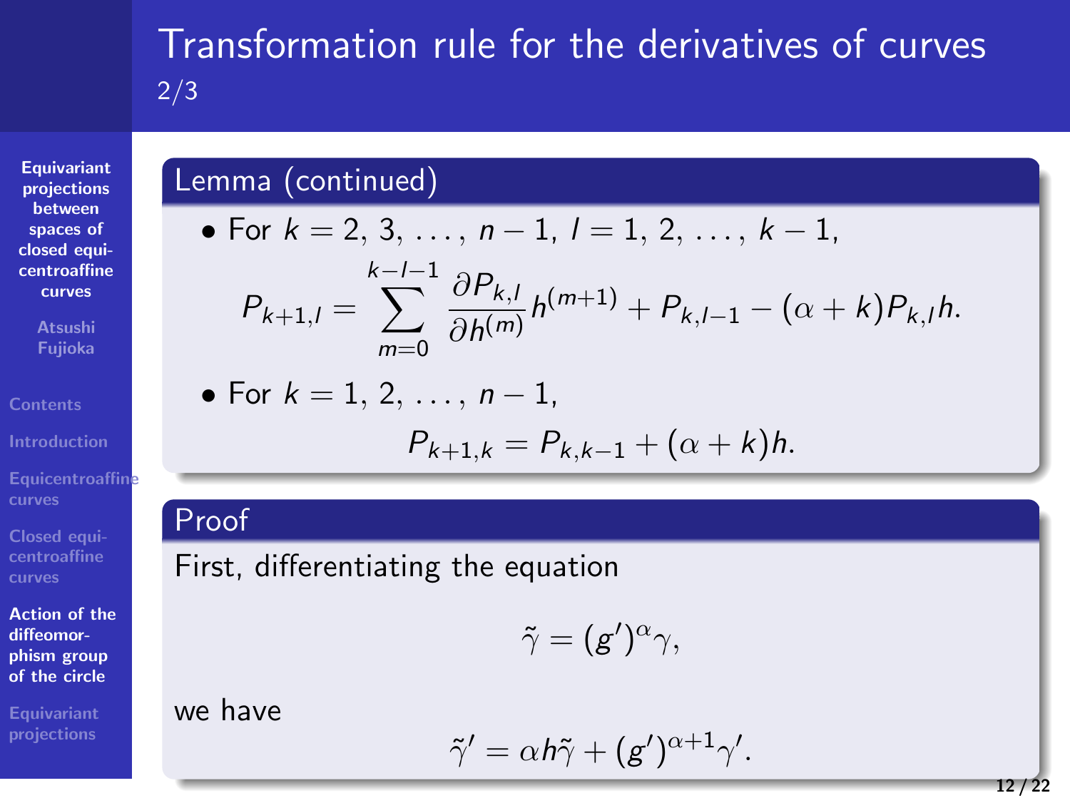# Transformation rule for the derivatives of curves 2/3

## Lemma (continued)

- For $k = 2, 3, \ldots, n-1$, $l = 1, 2, \ldots, k-1$,

$$P_{k+1,l} = \sum_{m=0}^{k-l-1} \frac{\partial P_{k,l}}{\partial h^{(m)}} h^{(m+1)} + P_{k,l-1} - (\alpha + k) P_{k,l} h.$$

- For $k = 1, 2, \ldots, n-1$,

$$P_{k+1,k} = P_{k,k-1} + (\alpha + k) h.$$

## Proof

First, differentiating the equation

$$\tilde{\gamma} = (g')^{\alpha} \gamma,$$

we have

$$\tilde{\gamma}' = \alpha h \tilde{\gamma} + (g')^{\alpha+1} \gamma'.$$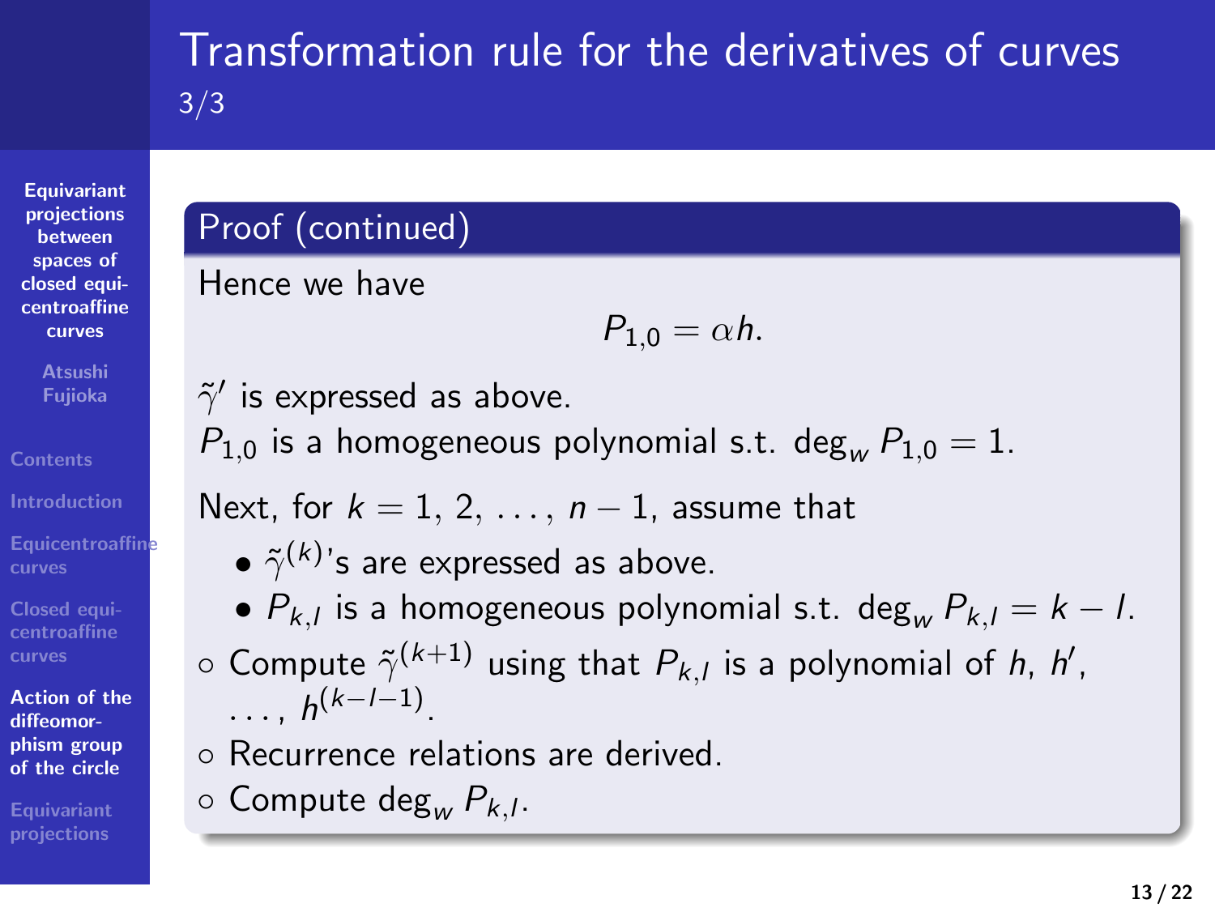# Transformation rule for the derivatives of curves 3/3

**Proof (continued)**

Hence we have

$$P_{1,0} = \alpha h.$$

$\tilde{\gamma}'$ is expressed as above.
$P_{1,0}$ is a homogeneous polynomial s.t. $\deg_w P_{1,0} = 1$.

Next, for $k = 1, 2, \ldots, n-1$, assume that

- $\tilde{\gamma}^{(k)}$'s are expressed as above.
- $P_{k,l}$ is a homogeneous polynomial s.t. $\deg_w P_{k,l} = k - l$.

◦ Compute $\tilde{\gamma}^{(k+1)}$ using that $P_{k,l}$ is a polynomial of $h$, $h'$, $\ldots$, $h^{(k-l-1)}$.
◦ Recurrence relations are derived.
◦ Compute $\deg_w P_{k,l}$.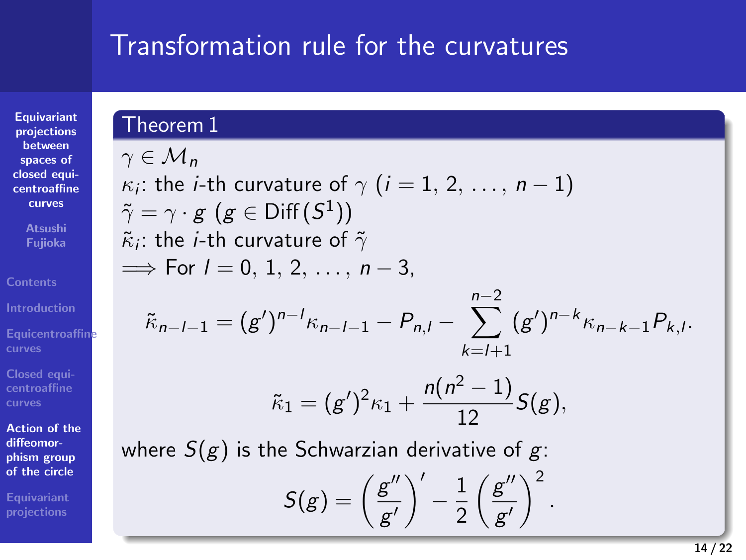# Transformation rule for the curvatures

**Theorem 1**

$\gamma \in \mathcal{M}_n$

$\kappa_i$: the $i$-th curvature of $\gamma$ ($i = 1, 2, \ldots, n-1$)

$\tilde{\gamma} = \gamma \cdot g$ ($g \in \mathrm{Diff}(S^1)$)

$\tilde{\kappa}_i$: the $i$-th curvature of $\tilde{\gamma}$

$\Longrightarrow$ For $l = 0, 1, 2, \ldots, n-3$,

$$\tilde{\kappa}_{n-l-1} = (g')^{n-l}\kappa_{n-l-1} - P_{n,l} - \sum_{k=l+1}^{n-2} (g')^{n-k}\kappa_{n-k-1}P_{k,l}.$$

$$\tilde{\kappa}_1 = (g')^2\kappa_1 + \frac{n(n^2-1)}{12}S(g),$$

where $S(g)$ is the Schwarzian derivative of $g$:

$$S(g) = \left(\frac{g''}{g'}\right)' - \frac{1}{2}\left(\frac{g''}{g'}\right)^2.$$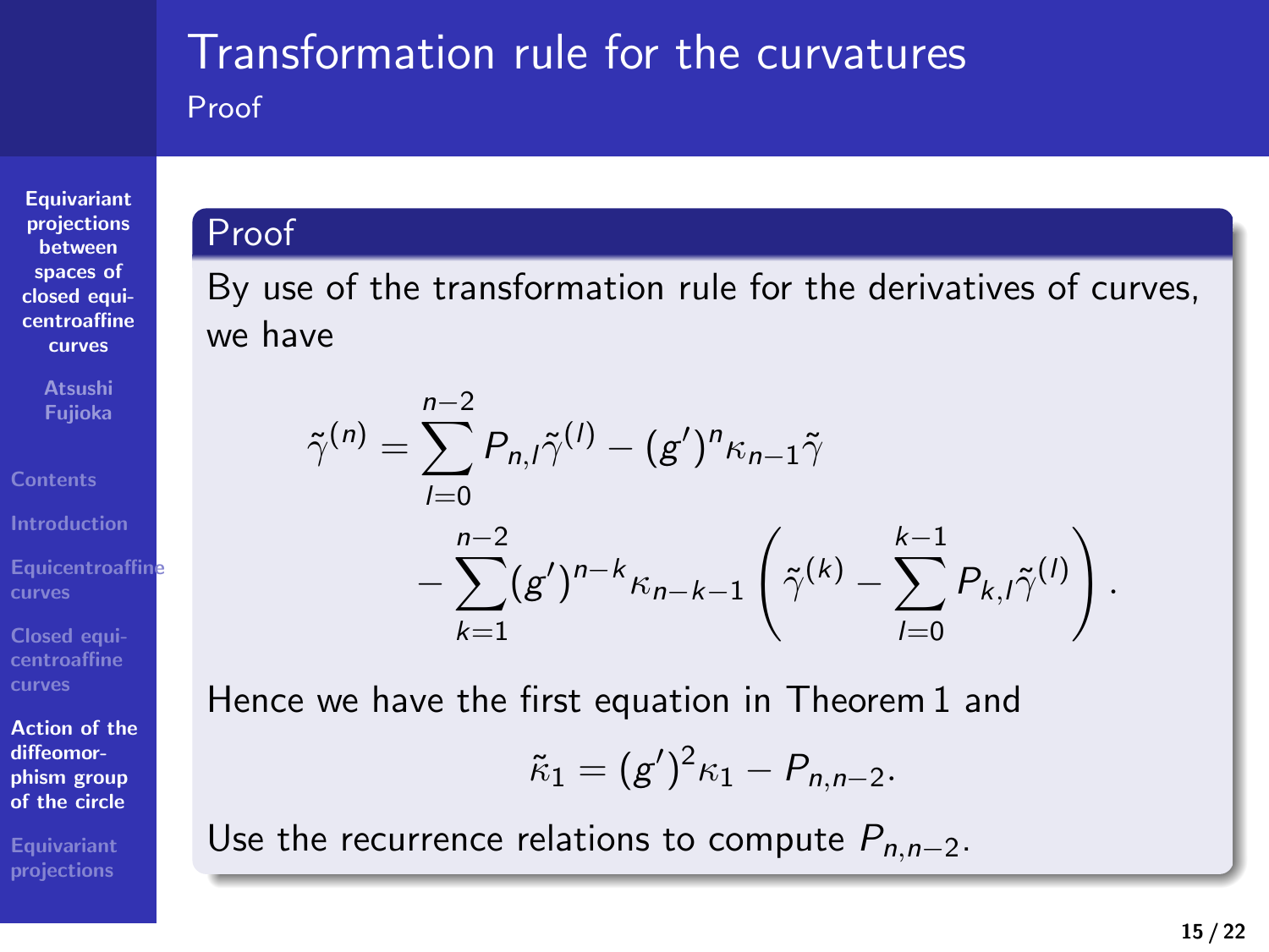# Transformation rule for the curvatures

## Proof

### Proof

By use of the transformation rule for the derivatives of curves, we have

$$
\begin{aligned}
\tilde{\gamma}^{(n)} = & \sum_{l=0}^{n-2} P_{n,l} \tilde{\gamma}^{(l)} - (g')^n \kappa_{n-1} \tilde{\gamma} \\
& - \sum_{k=1}^{n-2} (g')^{n-k} \kappa_{n-k-1} \left( \tilde{\gamma}^{(k)} - \sum_{l=0}^{k-1} P_{k,l} \tilde{\gamma}^{(l)} \right).
\end{aligned}
$$

Hence we have the first equation in Theorem 1 and

$$
\tilde{\kappa}_1 = (g')^2 \kappa_1 - P_{n,n-2}.
$$

Use the recurrence relations to compute $P_{n,n-2}$.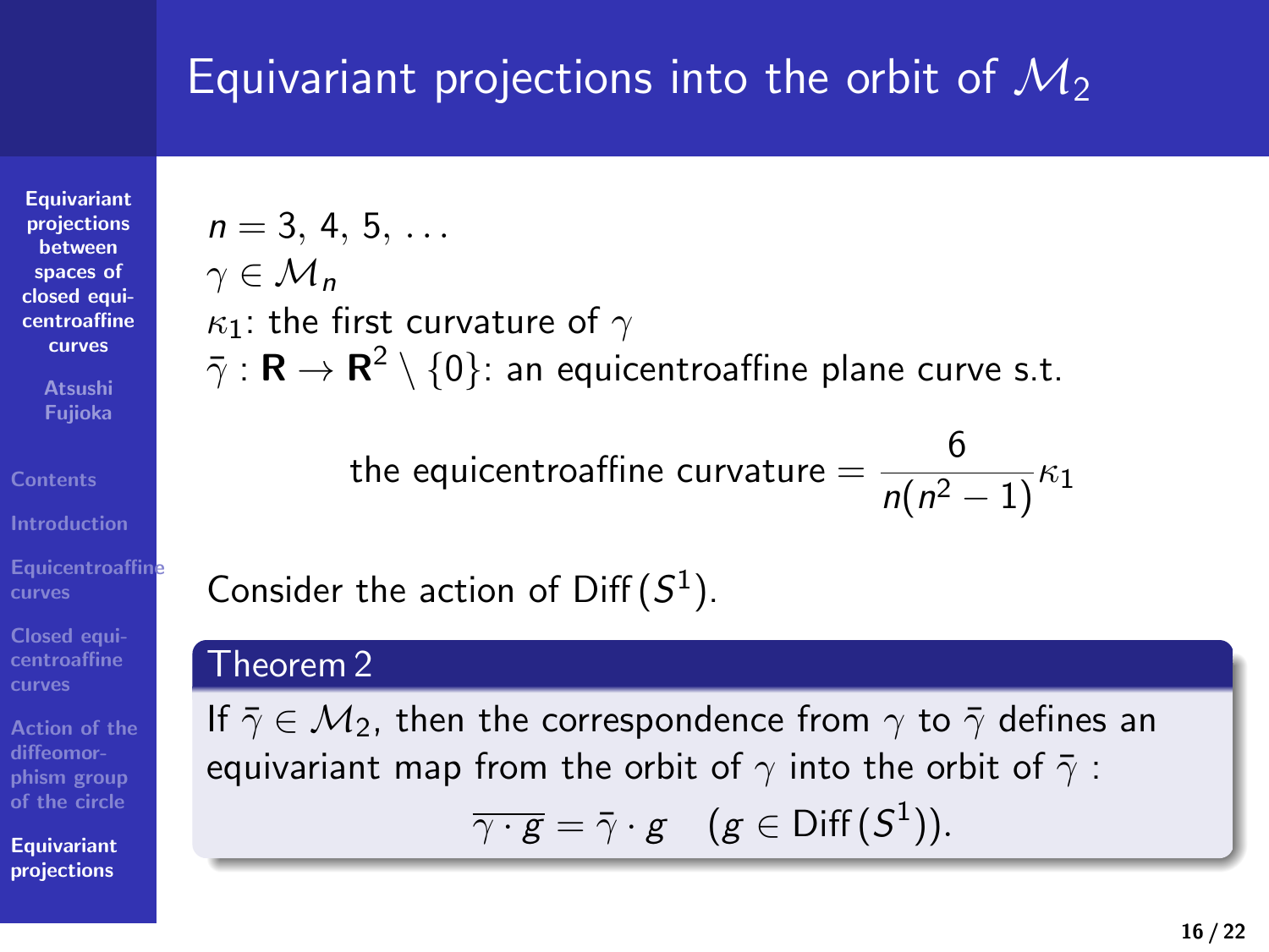# Equivariant projections into the orbit of $\mathcal{M}_2$

$n = 3, 4, 5, \ldots$
$\gamma \in \mathcal{M}_n$
$\kappa_1$: the first curvature of $\gamma$
$\bar{\gamma} : \mathbf{R} \to \mathbf{R}^2 \setminus \{0\}$: an equicentroaffine plane curve s.t.

$$\text{the equicentroaffine curvature} = \frac{6}{n(n^2-1)}\kappa_1$$

Consider the action of $\mathrm{Diff}\,(S^1)$.

**Theorem 2**

If $\bar{\gamma} \in \mathcal{M}_2$, then the correspondence from $\gamma$ to $\bar{\gamma}$ defines an equivariant map from the orbit of $\gamma$ into the orbit of $\bar{\gamma}$ :

$$\overline{\gamma \cdot g} = \bar{\gamma} \cdot g \quad (g \in \mathrm{Diff}\,(S^1)).$$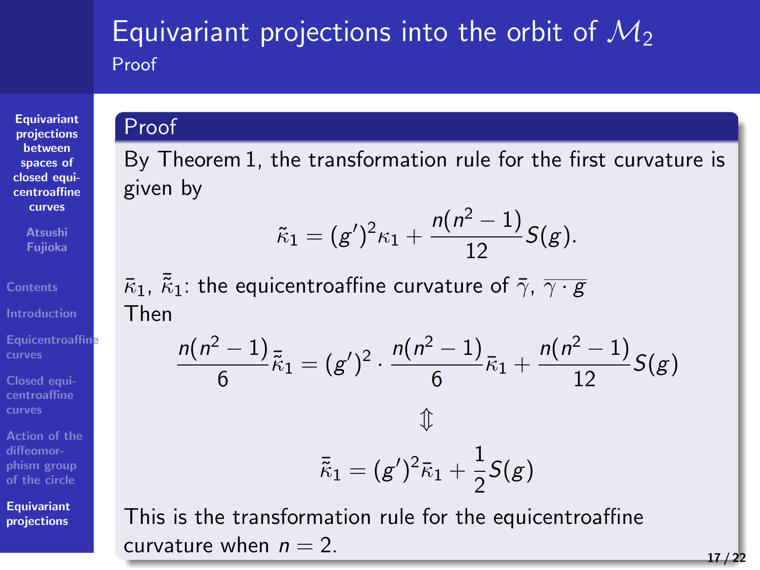# Equivariant projections into the orbit of $\mathcal{M}_2$

## Proof

### Proof

By Theorem 1, the transformation rule for the first curvature is given by

$$\tilde{\kappa}_1 = (g')^2 \kappa_1 + \frac{n(n^2-1)}{12} S(g).$$

$\bar{\kappa}_1$, $\bar{\tilde{\kappa}}_1$: the equicentroaffine curvature of $\bar{\gamma}$, $\overline{\gamma \cdot g}$

Then

$$\frac{n(n^2-1)}{6} \bar{\tilde{\kappa}}_1 = (g')^2 \cdot \frac{n(n^2-1)}{6} \bar{\kappa}_1 + \frac{n(n^2-1)}{12} S(g)$$

$$\Updownarrow$$

$$\bar{\tilde{\kappa}}_1 = (g')^2 \bar{\kappa}_1 + \frac{1}{2} S(g)$$

This is the transformation rule for the equicentroaffine curvature when $n = 2$.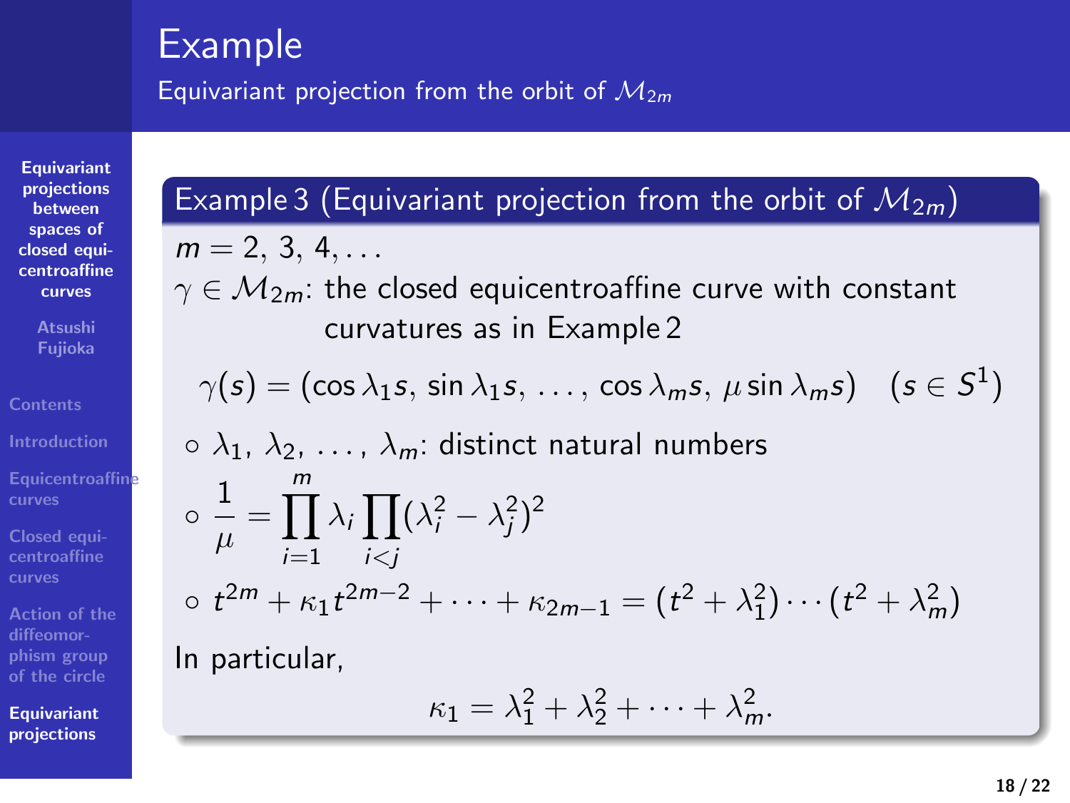# Example

## Equivariant projection from the orbit of $\mathcal{M}_{2m}$

**Example 3 (Equivariant projection from the orbit of $\mathcal{M}_{2m}$)**

$m = 2, 3, 4, \dots$

$\gamma \in \mathcal{M}_{2m}$: the closed equicentroaffine curve with constant curvatures as in Example 2

$$\gamma(s) = (\cos\lambda_1 s, \sin\lambda_1 s, \dots, \cos\lambda_m s, \mu\sin\lambda_m s) \quad (s \in S^1)$$

- $\lambda_1, \lambda_2, \dots, \lambda_m$: distinct natural numbers
- $\dfrac{1}{\mu} = \prod_{i=1}^{m} \lambda_i \prod_{i<j} (\lambda_i^2 - \lambda_j^2)^2$
- $t^{2m} + \kappa_1 t^{2m-2} + \cdots + \kappa_{2m-1} = (t^2 + \lambda_1^2) \cdots (t^2 + \lambda_m^2)$

In particular,

$$\kappa_1 = \lambda_1^2 + \lambda_2^2 + \cdots + \lambda_m^2.$$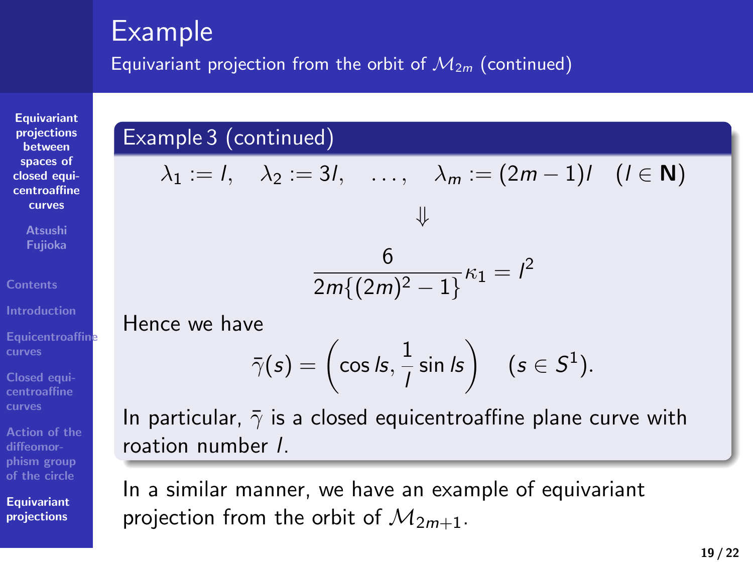# Example

## Equivariant projection from the orbit of $\mathcal{M}_{2m}$ (continued)

### Example 3 (continued)

$$\lambda_1 := l, \quad \lambda_2 := 3l, \quad \ldots, \quad \lambda_m := (2m-1)l \quad (l \in \mathbf{N})$$

$$\Downarrow$$

$$\frac{6}{2m\{(2m)^2 - 1\}}\kappa_1 = l^2$$

Hence we have

$$\bar{\gamma}(s) = \left(\cos ls, \frac{1}{l}\sin ls\right) \quad (s \in S^1).$$

In particular, $\bar{\gamma}$ is a closed equicentroaffine plane curve with roation number $l$.

In a similar manner, we have an example of equivariant projection from the orbit of $\mathcal{M}_{2m+1}$.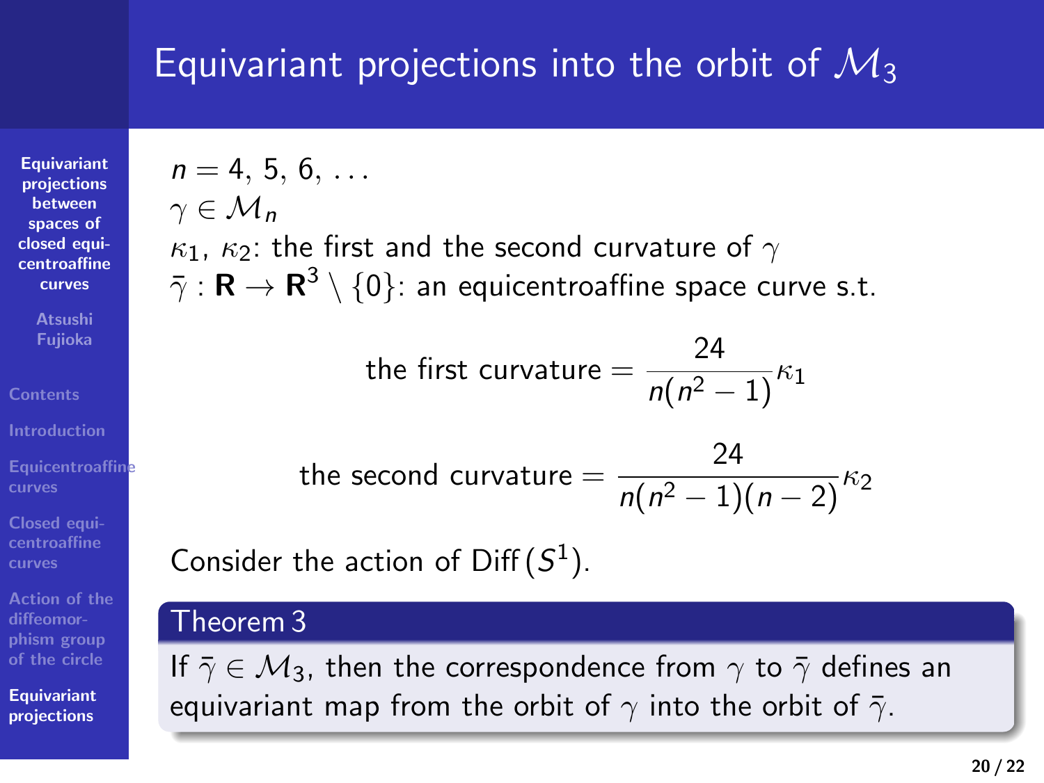# Equivariant projections into the orbit of $\mathcal{M}_3$

$n = 4, 5, 6, \ldots$

$\gamma \in \mathcal{M}_n$

$\kappa_1, \kappa_2$: the first and the second curvature of $\gamma$

$\bar{\gamma} : \mathbf{R} \to \mathbf{R}^3 \setminus \{0\}$: an equicentroaffine space curve s.t.

$$\text{the first curvature} = \frac{24}{n(n^2-1)}\kappa_1$$

$$\text{the second curvature} = \frac{24}{n(n^2-1)(n-2)}\kappa_2$$

Consider the action of $\mathrm{Diff}(S^1)$.

**Theorem 3**

If $\bar{\gamma} \in \mathcal{M}_3$, then the correspondence from $\gamma$ to $\bar{\gamma}$ defines an equivariant map from the orbit of $\gamma$ into the orbit of $\bar{\gamma}$.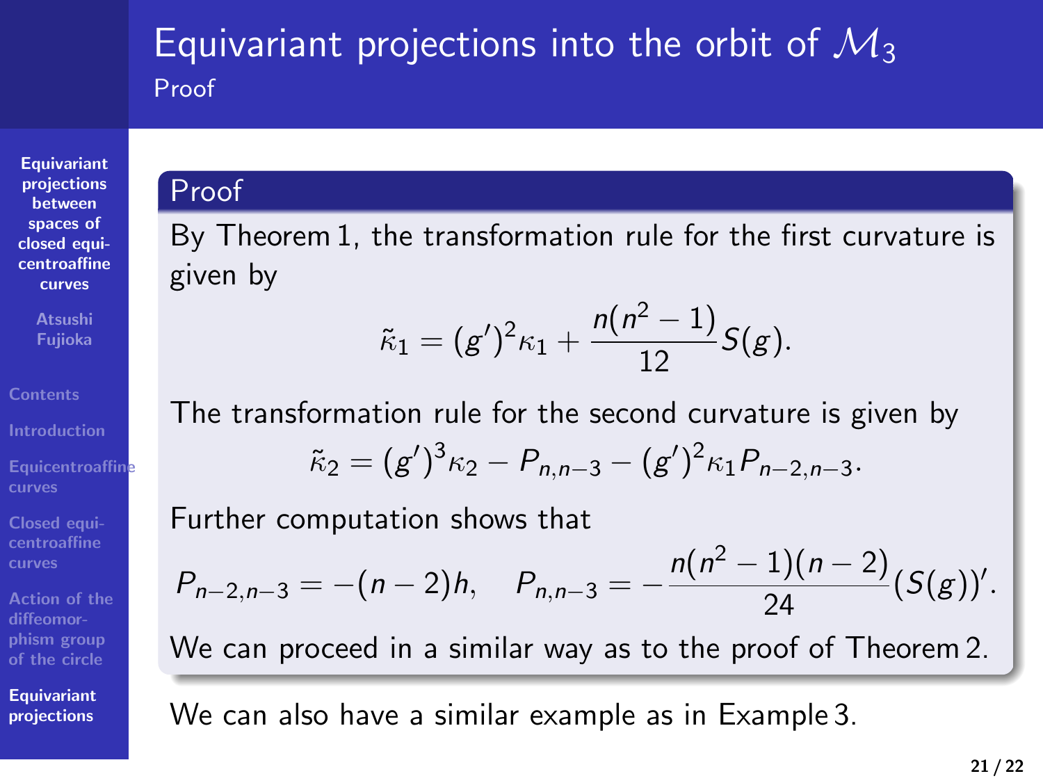# Equivariant projections into the orbit of $\mathcal{M}_3$

## Proof

**Proof**

By Theorem 1, the transformation rule for the first curvature is given by

$$\tilde{\kappa}_1 = (g')^2\kappa_1 + \frac{n(n^2-1)}{12}S(g).$$

The transformation rule for the second curvature is given by

$$\tilde{\kappa}_2 = (g')^3\kappa_2 - P_{n,n-3} - (g')^2\kappa_1 P_{n-2,n-3}.$$

Further computation shows that

$$P_{n-2,n-3} = -(n-2)h, \quad P_{n,n-3} = -\frac{n(n^2-1)(n-2)}{24}(S(g))'.$$

We can proceed in a similar way as to the proof of Theorem 2.

We can also have a similar example as in Example 3.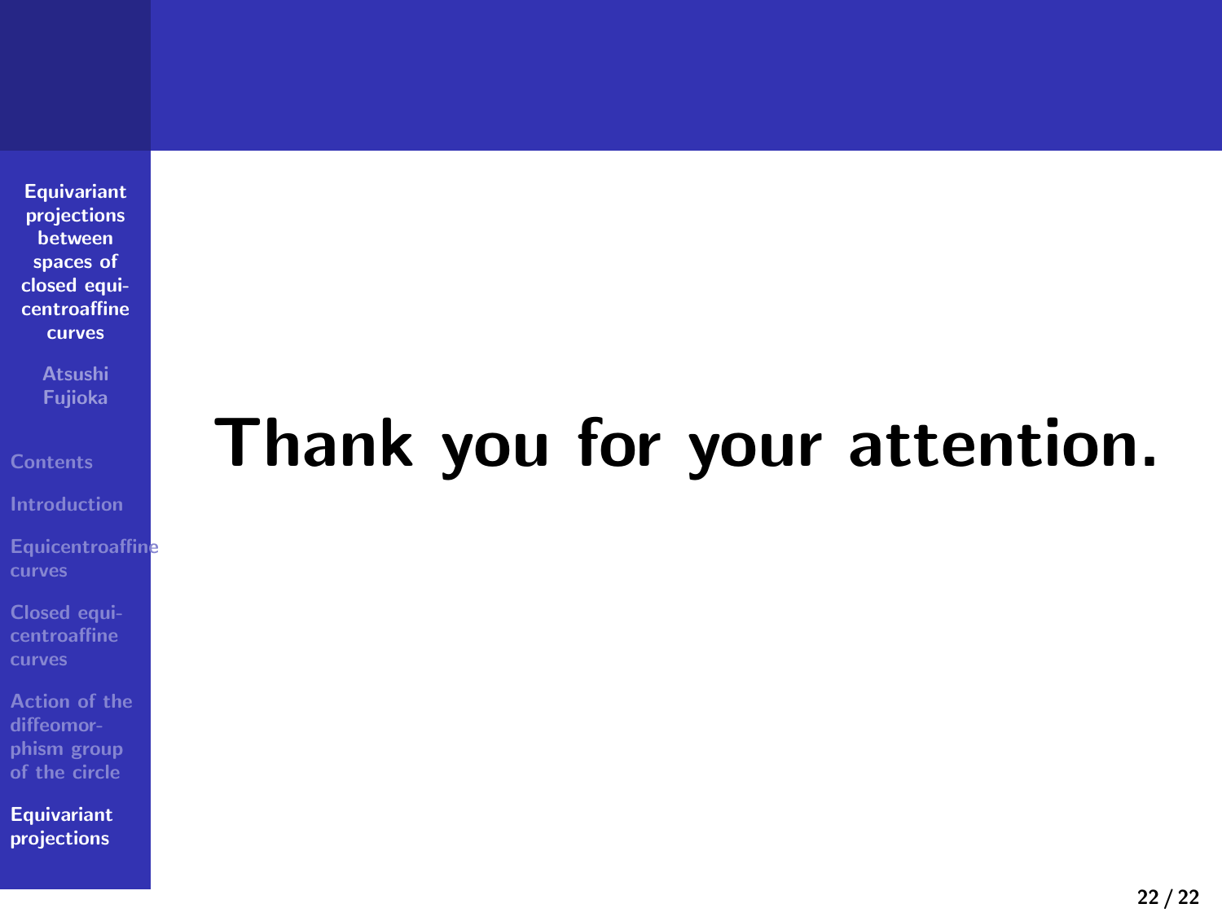# Thank you for your attention.